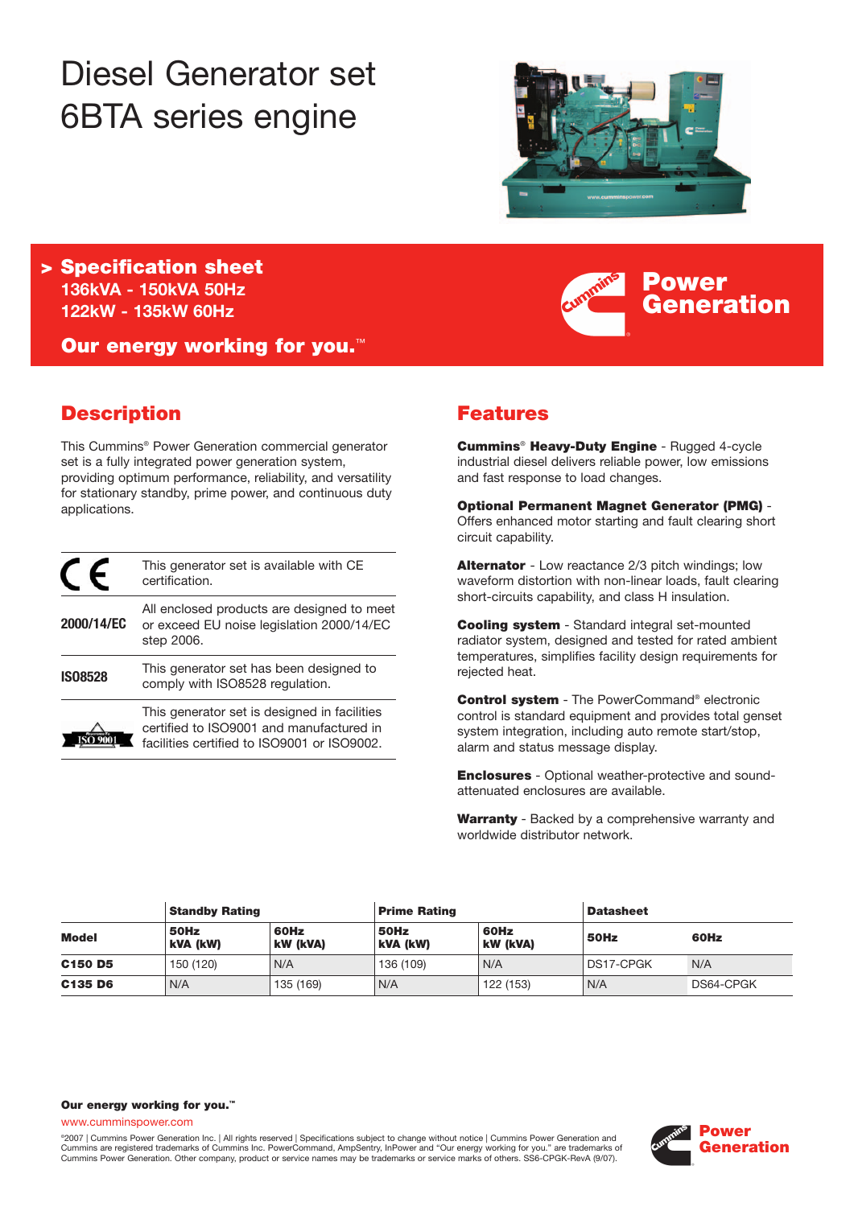# Diesel Generator set 6BTA series engine

## > Specification sheet

**136kVA - 150kVA 50Hz**
**122kW - 135kW 60Hz**

**Our energy working for you.™**

Power Generation

## Description

This Cummins® Power Generation commercial generator set is a fully integrated power generation system, providing optimum performance, reliability, and versatility for stationary standby, prime power, and continuous duty applications.

| | |
|---|---|
| CE | This generator set is available with CE certification. |
| 2000/14/EC | All enclosed products are designed to meet or exceed EU noise legislation 2000/14/EC step 2006. |
| ISO8528 | This generator set has been designed to comply with ISO8528 regulation. |
| ISO 9001 | This generator set is designed in facilities certified to ISO9001 and manufactured in facilities certified to ISO9001 or ISO9002. |

## Features

**Cummins® Heavy-Duty Engine** - Rugged 4-cycle industrial diesel delivers reliable power, low emissions and fast response to load changes.

**Optional Permanent Magnet Generator (PMG)** - Offers enhanced motor starting and fault clearing short circuit capability.

**Alternator** - Low reactance 2/3 pitch windings; low waveform distortion with non-linear loads, fault clearing short-circuits capability, and class H insulation.

**Cooling system** - Standard integral set-mounted radiator system, designed and tested for rated ambient temperatures, simplifies facility design requirements for rejected heat.

**Control system** - The PowerCommand® electronic control is standard equipment and provides total genset system integration, including auto remote start/stop, alarm and status message display.

**Enclosures** - Optional weather-protective and sound-attenuated enclosures are available.

**Warranty** - Backed by a comprehensive warranty and worldwide distributor network.

| | Standby Rating | | Prime Rating | | Datasheet | |
|---|---|---|---|---|---|---|
| **Model** | **50Hz kVA (kW)** | **60Hz kW (kVA)** | **50Hz kVA (kW)** | **60Hz kW (kVA)** | **50Hz** | **60Hz** |
| **C150 D5** | 150 (120) | N/A | 136 (109) | N/A | DS17-CPGK | N/A |
| **C135 D6** | N/A | 135 (169) | N/A | 122 (153) | N/A | DS64-CPGK |

**Our energy working for you.™**
www.cumminspower.com

©2007 | Cummins Power Generation Inc. | All rights reserved | Specifications subject to change without notice | Cummins Power Generation and Cummins are registered trademarks of Cummins Inc. PowerCommand, AmpSentry, InPower and "Our energy working for you." are trademarks of Cummins Power Generation. Other company, product or service names may be trademarks or service marks of others. SS6-CPGK-RevA (9/07).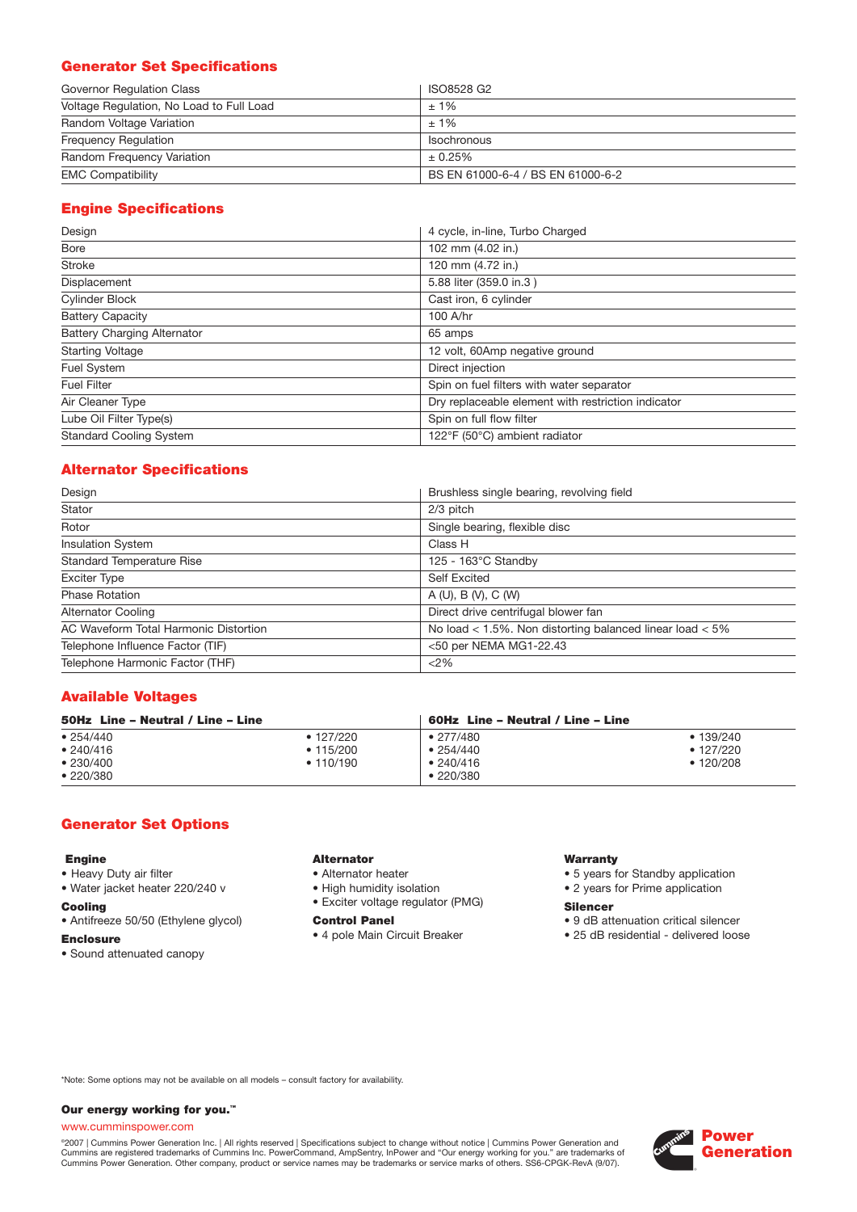## Generator Set Specifications

| | |
|---|---|
| Governor Regulation Class | ISO8528 G2 |
| Voltage Regulation, No Load to Full Load | ± 1% |
| Random Voltage Variation | ± 1% |
| Frequency Regulation | Isochronous |
| Random Frequency Variation | ± 0.25% |
| EMC Compatibility | BS EN 61000-6-4 / BS EN 61000-6-2 |

## Engine Specifications

| | |
|---|---|
| Design | 4 cycle, in-line, Turbo Charged |
| Bore | 102 mm (4.02 in.) |
| Stroke | 120 mm (4.72 in.) |
| Displacement | 5.88 liter (359.0 in.3 ) |
| Cylinder Block | Cast iron, 6 cylinder |
| Battery Capacity | 100 A/hr |
| Battery Charging Alternator | 65 amps |
| Starting Voltage | 12 volt, 60Amp negative ground |
| Fuel System | Direct injection |
| Fuel Filter | Spin on fuel filters with water separator |
| Air Cleaner Type | Dry replaceable element with restriction indicator |
| Lube Oil Filter Type(s) | Spin on full flow filter |
| Standard Cooling System | 122°F (50°C) ambient radiator |

## Alternator Specifications

| | |
|---|---|
| Design | Brushless single bearing, revolving field |
| Stator | 2/3 pitch |
| Rotor | Single bearing, flexible disc |
| Insulation System | Class H |
| Standard Temperature Rise | 125 - 163°C Standby |
| Exciter Type | Self Excited |
| Phase Rotation | A (U), B (V), C (W) |
| Alternator Cooling | Direct drive centrifugal blower fan |
| AC Waveform Total Harmonic Distortion | No load < 1.5%. Non distorting balanced linear load < 5% |
| Telephone Influence Factor (TIF) | <50 per NEMA MG1-22.43 |
| Telephone Harmonic Factor (THF) | <2% |

## Available Voltages

| 50Hz Line – Neutral / Line – Line | | 60Hz Line – Neutral / Line – Line | |
|---|---|---|---|
| • 254/440 | • 127/220 | • 277/480 | • 139/240 |
| • 240/416 | • 115/200 | • 254/440 | • 127/220 |
| • 230/400 | • 110/190 | • 240/416 | • 120/208 |
| • 220/380 | | • 220/380 | |

## Generator Set Options

**Engine**
- Heavy Duty air filter
- Water jacket heater 220/240 v

**Cooling**
- Antifreeze 50/50 (Ethylene glycol)

**Enclosure**
- Sound attenuated canopy

**Alternator**
- Alternator heater
- High humidity isolation
- Exciter voltage regulator (PMG)

**Control Panel**
- 4 pole Main Circuit Breaker

**Warranty**
- 5 years for Standby application
- 2 years for Prime application

**Silencer**
- 9 dB attenuation critical silencer
- 25 dB residential - delivered loose

*Note: Some options may not be available on all models – consult factory for availability.

**Our energy working for you.™**

www.cumminspower.com

©2007 | Cummins Power Generation Inc. | All rights reserved | Specifications subject to change without notice | Cummins Power Generation and Cummins are registered trademarks of Cummins Inc. PowerCommand, AmpSentry, InPower and "Our energy working for you." are trademarks of Cummins Power Generation. Other company, product or service names may be trademarks or service marks of others. SS6-CPGK-RevA (9/07).

Power Generation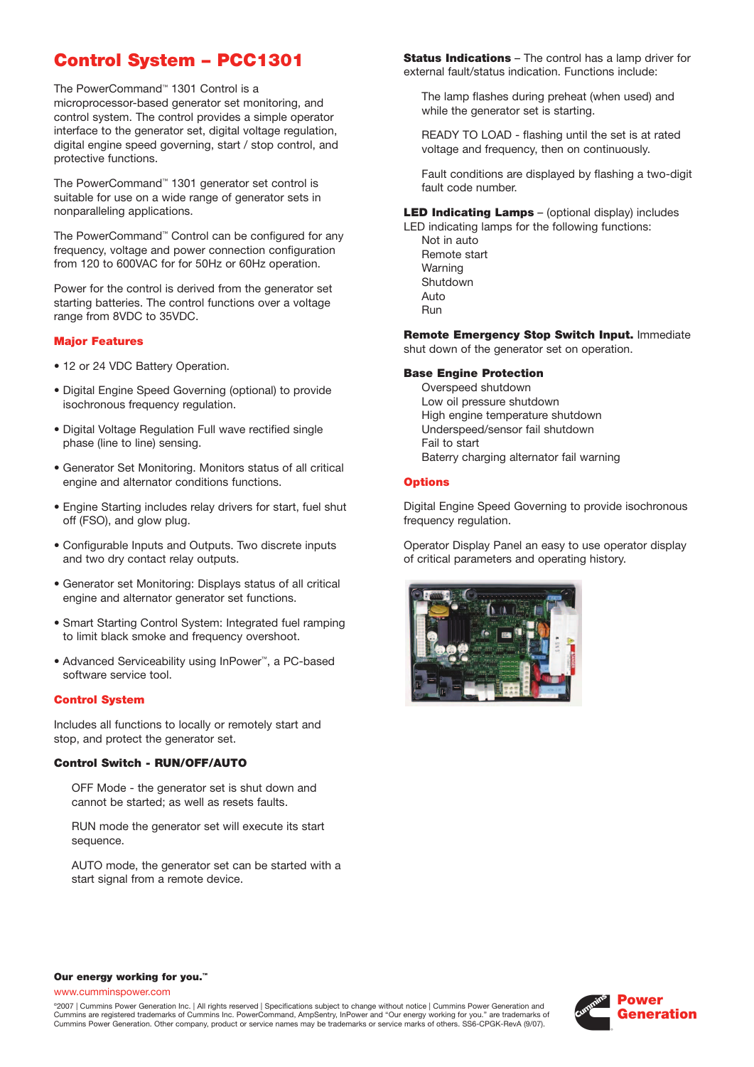# Control System – PCC1301

The PowerCommand™ 1301 Control is a microprocessor-based generator set monitoring, and control system. The control provides a simple operator interface to the generator set, digital voltage regulation, digital engine speed governing, start / stop control, and protective functions.

The PowerCommand™ 1301 generator set control is suitable for use on a wide range of generator sets in nonparalleling applications.

The PowerCommand™ Control can be configured for any frequency, voltage and power connection configuration from 120 to 600VAC for for 50Hz or 60Hz operation.

Power for the control is derived from the generator set starting batteries. The control functions over a voltage range from 8VDC to 35VDC.

## Major Features

- 12 or 24 VDC Battery Operation.
- Digital Engine Speed Governing (optional) to provide isochronous frequency regulation.
- Digital Voltage Regulation Full wave rectified single phase (line to line) sensing.
- Generator Set Monitoring. Monitors status of all critical engine and alternator conditions functions.
- Engine Starting includes relay drivers for start, fuel shut off (FSO), and glow plug.
- Configurable Inputs and Outputs. Two discrete inputs and two dry contact relay outputs.
- Generator set Monitoring: Displays status of all critical engine and alternator generator set functions.
- Smart Starting Control System: Integrated fuel ramping to limit black smoke and frequency overshoot.
- Advanced Serviceability using InPower™, a PC-based software service tool.

## Control System

Includes all functions to locally or remotely start and stop, and protect the generator set.

### Control Switch - RUN/OFF/AUTO

OFF Mode - the generator set is shut down and cannot be started; as well as resets faults.

RUN mode the generator set will execute its start sequence.

AUTO mode, the generator set can be started with a start signal from a remote device.

**Status Indications** – The control has a lamp driver for external fault/status indication. Functions include:

The lamp flashes during preheat (when used) and while the generator set is starting.

READY TO LOAD - flashing until the set is at rated voltage and frequency, then on continuously.

Fault conditions are displayed by flashing a two-digit fault code number.

**LED Indicating Lamps** – (optional display) includes LED indicating lamps for the following functions:

Not in auto
Remote start
Warning
Shutdown
Auto
Run

**Remote Emergency Stop Switch Input.** Immediate shut down of the generator set on operation.

### Base Engine Protection

Overspeed shutdown
Low oil pressure shutdown
High engine temperature shutdown
Underspeed/sensor fail shutdown
Fail to start
Baterry charging alternator fail warning

## Options

Digital Engine Speed Governing to provide isochronous frequency regulation.

Operator Display Panel an easy to use operator display of critical parameters and operating history.

**Our energy working for you.™**

www.cumminspower.com

©2007 | Cummins Power Generation Inc. | All rights reserved | Specifications subject to change without notice | Cummins Power Generation and Cummins are registered trademarks of Cummins Inc. PowerCommand, AmpSentry, InPower and "Our energy working for you." are trademarks of Cummins Power Generation. Other company, product or service names may be trademarks or service marks of others. SS6-CPGK-RevA (9/07).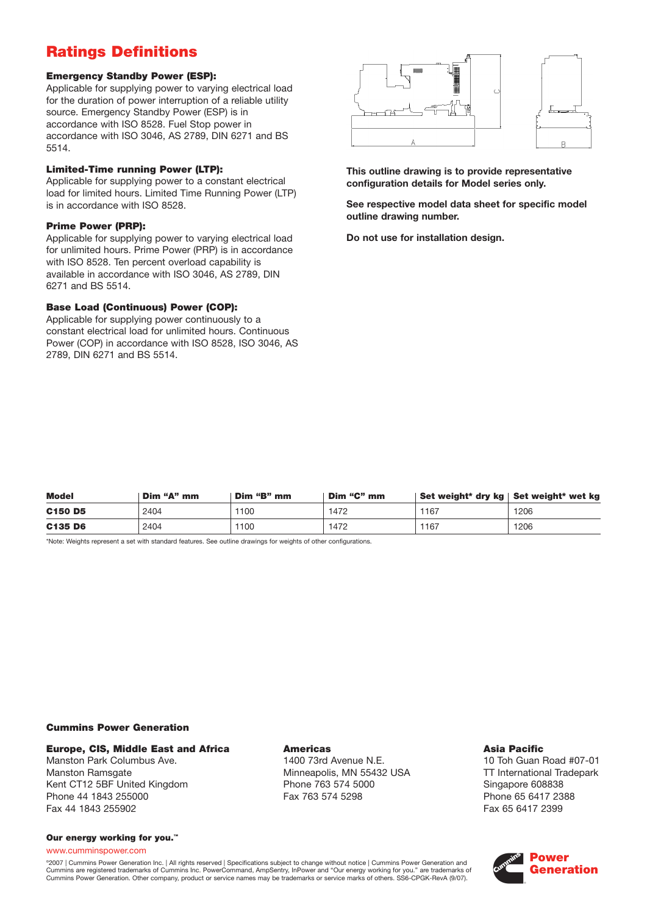## Ratings Definitions

**Emergency Standby Power (ESP):**
Applicable for supplying power to varying electrical load for the duration of power interruption of a reliable utility source. Emergency Standby Power (ESP) is in accordance with ISO 8528. Fuel Stop power in accordance with ISO 3046, AS 2789, DIN 6271 and BS 5514.

**Limited-Time running Power (LTP):**
Applicable for supplying power to a constant electrical load for limited hours. Limited Time Running Power (LTP) is in accordance with ISO 8528.

**Prime Power (PRP):**
Applicable for supplying power to varying electrical load for unlimited hours. Prime Power (PRP) is in accordance with ISO 8528. Ten percent overload capability is available in accordance with ISO 3046, AS 2789, DIN 6271 and BS 5514.

**Base Load (Continuous) Power (COP):**
Applicable for supplying power continuously to a constant electrical load for unlimited hours. Continuous Power (COP) in accordance with ISO 8528, ISO 3046, AS 2789, DIN 6271 and BS 5514.

A

C

B

**This outline drawing is to provide representative configuration details for Model series only.**

**See respective model data sheet for specific model outline drawing number.**

**Do not use for installation design.**

| Model | Dim "A" mm | Dim "B" mm | Dim "C" mm | Set weight* dry kg | Set weight* wet kg |
|---|---|---|---|---|---|
| **C150 D5** | 2404 | 1100 | 1472 | 1167 | 1206 |
| **C135 D6** | 2404 | 1100 | 1472 | 1167 | 1206 |

*Note: Weights represent a set with standard features. See outline drawings for weights of other configurations.

**Cummins Power Generation**

**Europe, CIS, Middle East and Africa**
Manston Park Columbus Ave.
Manston Ramsgate
Kent CT12 5BF United Kingdom
Phone 44 1843 255000
Fax 44 1843 255902

**Americas**
1400 73rd Avenue N.E.
Minneapolis, MN 55432 USA
Phone 763 574 5000
Fax 763 574 5298

**Asia Pacific**
10 Toh Guan Road #07-01
TT International Tradepark
Singapore 608838
Phone 65 6417 2388
Fax 65 6417 2399

**Our energy working for you.™**

www.cumminspower.com

©2007 | Cummins Power Generation Inc. | All rights reserved | Specifications subject to change without notice | Cummins Power Generation and Cummins are registered trademarks of Cummins Inc. PowerCommand, AmpSentry, InPower and "Our energy working for you." are trademarks of Cummins Power Generation. Other company, product or service names may be trademarks or service marks of others. SS6-CPGK-RevA (9/07).

Cummins Power Generation